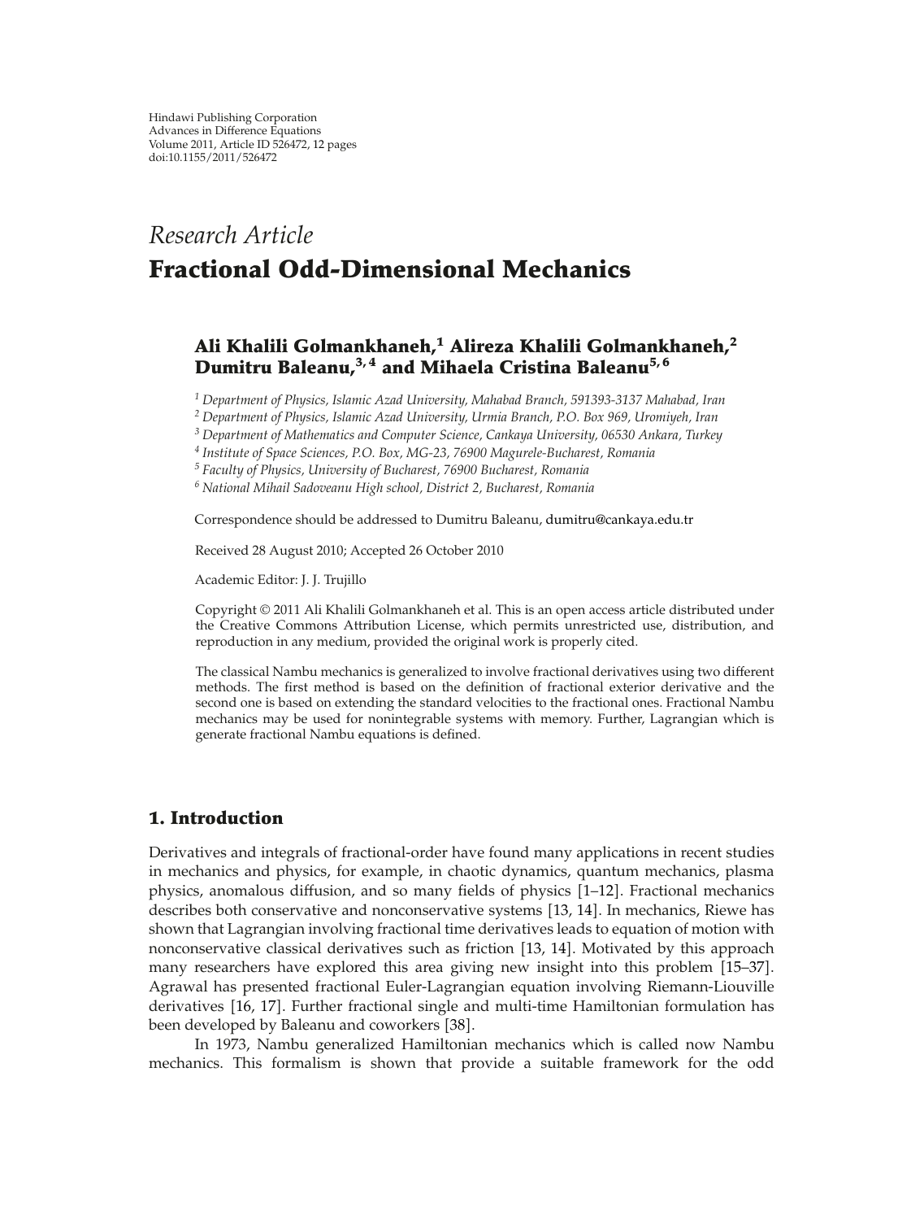Research Article

# Fractional Odd-Dimensional Mechanics

**Ali Khalili Golmankhaneh,[1] Alireza Khalili Golmankhaneh,[2] Dumitru Baleanu,[3,4] and Mihaela Cristina Baleanu[5,6]**

[1] *Department of Physics, Islamic Azad University, Mahabad Branch, 591393-3137 Mahabad, Iran*
[2] *Department of Physics, Islamic Azad University, Urmia Branch, P.O. Box 969, Uromiyeh, Iran*
[3] *Department of Mathematics and Computer Science, Cankaya University, 06530 Ankara, Turkey*
[4] *Institute of Space Sciences, P.O. Box, MG-23, 76900 Magurele-Bucharest, Romania*
[5] *Faculty of Physics, University of Bucharest, 76900 Bucharest, Romania*
[6] *National Mihail Sadoveanu High school, District 2, Bucharest, Romania*

Correspondence should be addressed to Dumitru Baleanu, dumitru@cankaya.edu.tr

Received 28 August 2010; Accepted 26 October 2010

Academic Editor: J. J. Trujillo

Copyright © 2011 Ali Khalili Golmankhaneh et al. This is an open access article distributed under the Creative Commons Attribution License, which permits unrestricted use, distribution, and reproduction in any medium, provided the original work is properly cited.

The classical Nambu mechanics is generalized to involve fractional derivatives using two different methods. The first method is based on the definition of fractional exterior derivative and the second one is based on extending the standard velocities to the fractional ones. Fractional Nambu mechanics may be used for nonintegrable systems with memory. Further, Lagrangian which is generate fractional Nambu equations is defined.

## 1. Introduction

Derivatives and integrals of fractional-order have found many applications in recent studies in mechanics and physics, for example, in chaotic dynamics, quantum mechanics, plasma physics, anomalous diffusion, and so many fields of physics [1–12]. Fractional mechanics describes both conservative and nonconservative systems [13, 14]. In mechanics, Riewe has shown that Lagrangian involving fractional time derivatives leads to equation of motion with nonconservative classical derivatives such as friction [13, 14]. Motivated by this approach many researchers have explored this area giving new insight into this problem [15–37]. Agrawal has presented fractional Euler-Lagrangian equation involving Riemann-Liouville derivatives [16, 17]. Further fractional single and multi-time Hamiltonian formulation has been developed by Baleanu and coworkers [38].

In 1973, Nambu generalized Hamiltonian mechanics which is called now Nambu mechanics. This formalism is shown that provide a suitable framework for the odd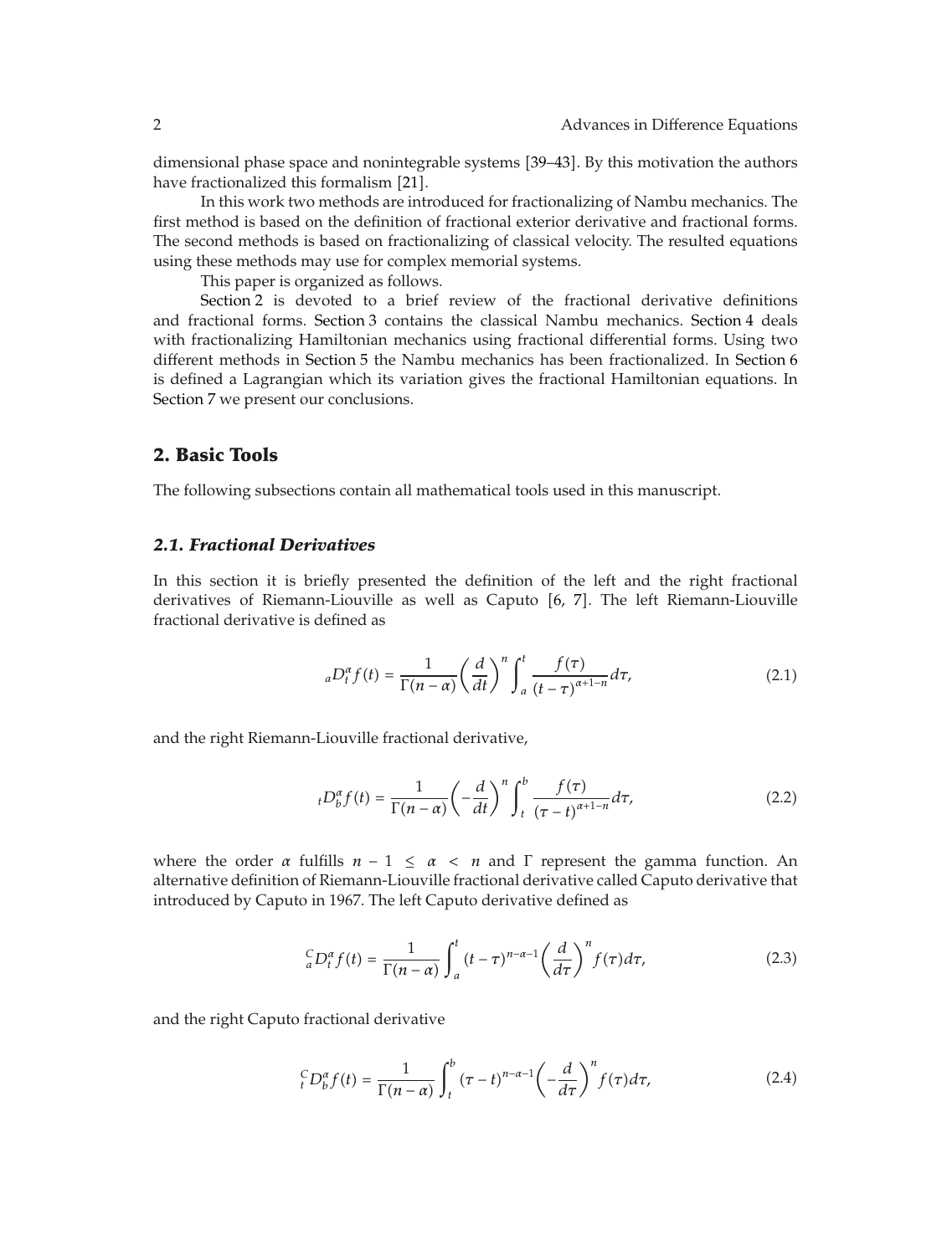dimensional phase space and nonintegrable systems [39–43]. By this motivation the authors have fractionalized this formalism [21].

In this work two methods are introduced for fractionalizing of Nambu mechanics. The first method is based on the definition of fractional exterior derivative and fractional forms. The second methods is based on fractionalizing of classical velocity. The resulted equations using these methods may use for complex memorial systems.

This paper is organized as follows.

Section 2 is devoted to a brief review of the fractional derivative definitions and fractional forms. Section 3 contains the classical Nambu mechanics. Section 4 deals with fractionalizing Hamiltonian mechanics using fractional differential forms. Using two different methods in Section 5 the Nambu mechanics has been fractionalized. In Section 6 is defined a Lagrangian which its variation gives the fractional Hamiltonian equations. In Section 7 we present our conclusions.

## 2. Basic Tools

The following subsections contain all mathematical tools used in this manuscript.

### *2.1. Fractional Derivatives*

In this section it is briefly presented the definition of the left and the right fractional derivatives of Riemann-Liouville as well as Caputo [6, 7]. The left Riemann-Liouville fractional derivative is defined as

$$
{}_aD_t^{\alpha} f(t) = \frac{1}{\Gamma(n-\alpha)} \left( \frac{d}{dt} \right)^n \int_a^t \frac{f(\tau)}{(t-\tau)^{\alpha+1-n}} d\tau, \tag{2.1}
$$

and the right Riemann-Liouville fractional derivative,

$$
{}_tD_b^{\alpha} f(t) = \frac{1}{\Gamma(n-\alpha)} \left( -\frac{d}{dt} \right)^n \int_t^b \frac{f(\tau)}{(\tau-t)^{\alpha+1-n}} d\tau, \tag{2.2}
$$

where the order $\alpha$ fulfills $n-1 \leq \alpha < n$ and $\Gamma$ represent the gamma function. An alternative definition of Riemann-Liouville fractional derivative called Caputo derivative that introduced by Caputo in 1967. The left Caputo derivative defined as

$$
{}_a^CD_t^{\alpha} f(t) = \frac{1}{\Gamma(n-\alpha)} \int_a^t (t-\tau)^{n-\alpha-1} \left( \frac{d}{d\tau} \right)^n f(\tau) d\tau, \tag{2.3}
$$

and the right Caputo fractional derivative

$$
{}_t^CD_b^{\alpha} f(t) = \frac{1}{\Gamma(n-\alpha)} \int_t^b (\tau-t)^{n-\alpha-1} \left( -\frac{d}{d\tau} \right)^n f(\tau) d\tau, \tag{2.4}
$$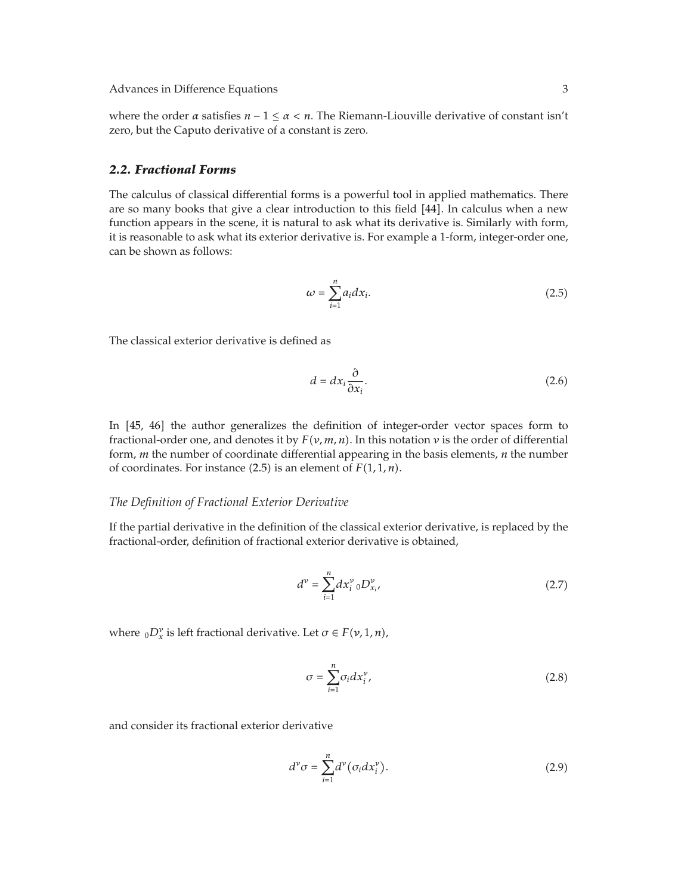where the order $\alpha$ satisfies $n - 1 \leq \alpha < n$. The Riemann-Liouville derivative of constant isn't zero, but the Caputo derivative of a constant is zero.

### *2.2. Fractional Forms*

The calculus of classical differential forms is a powerful tool in applied mathematics. There are so many books that give a clear introduction to this field [44]. In calculus when a new function appears in the scene, it is natural to ask what its derivative is. Similarly with form, it is reasonable to ask what its exterior derivative is. For example a 1-form, integer-order one, can be shown as follows:

$$\omega = \sum_{i=1}^{n} a_i dx_i. \tag{2.5}$$

The classical exterior derivative is defined as

$$d = dx_i \frac{\partial}{\partial x_i}. \tag{2.6}$$

In [45, 46] the author generalizes the definition of integer-order vector spaces form to fractional-order one, and denotes it by $F(\nu, m, n)$. In this notation $\nu$ is the order of differential form, $m$ the number of coordinate differential appearing in the basis elements, $n$ the number of coordinates. For instance (2.5) is an element of $F(1, 1, n)$.

*The Definition of Fractional Exterior Derivative*

If the partial derivative in the definition of the classical exterior derivative, is replaced by the fractional-order, definition of fractional exterior derivative is obtained,

$$d^{\nu} = \sum_{i=1}^{n} dx_i^{\nu} \, {}_0D_{x_i}^{\nu}, \tag{2.7}$$

where ${}_0D_x^{\nu}$ is left fractional derivative. Let $\sigma \in F(\nu, 1, n)$,

$$\sigma = \sum_{i=1}^{n} \sigma_i dx_i^{\nu}, \tag{2.8}$$

and consider its fractional exterior derivative

$$d^{\nu}\sigma = \sum_{i=1}^{n} d^{\nu}\left(\sigma_i dx_i^{\nu}\right). \tag{2.9}$$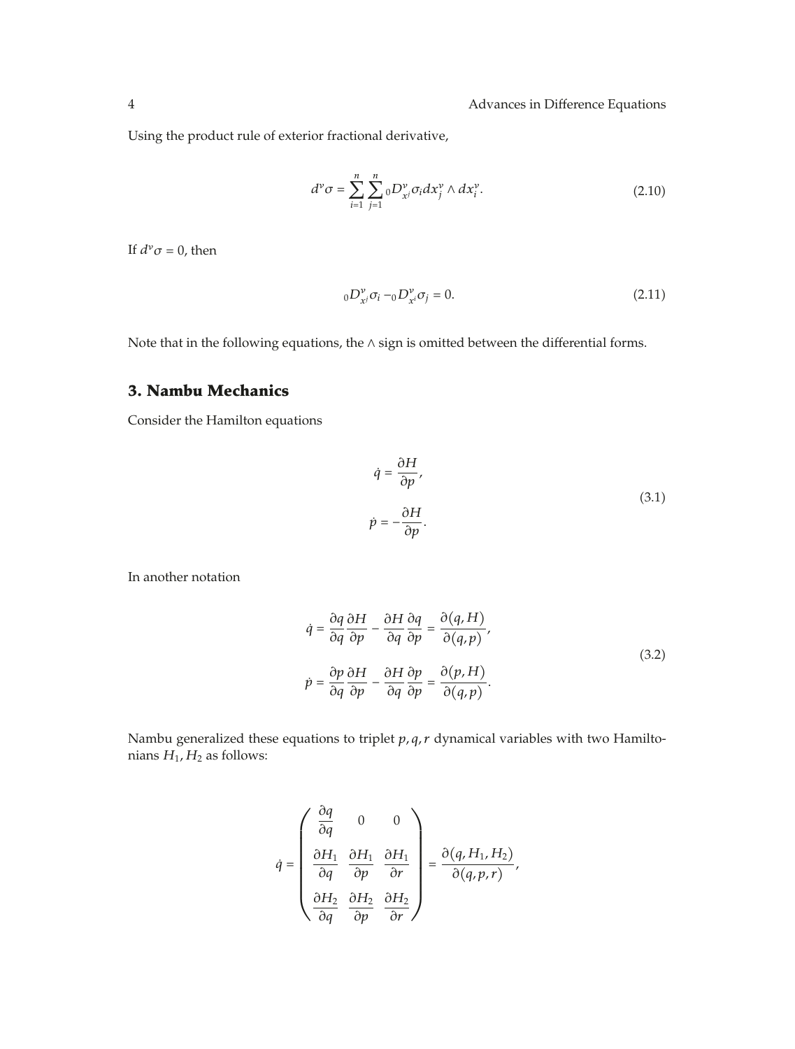Using the product rule of exterior fractional derivative,

$$
d^{\nu}\sigma = \sum_{i=1}^{n}\sum_{j=1}^{n} {}_0D_{x^j}^{\nu}\sigma_i dx_j^{\nu} \wedge dx_i^{\nu}. \tag{2.10}
$$

If $d^{\nu}\sigma = 0$, then

$$
{}_0D_{x^j}^{\nu}\sigma_i - {}_0D_{x^i}^{\nu}\sigma_j = 0. \tag{2.11}
$$

Note that in the following equations, the $\wedge$ sign is omitted between the differential forms.

## 3. Nambu Mechanics

Consider the Hamilton equations

$$
\begin{aligned}
\dot{q} &= \frac{\partial H}{\partial p}, \\
\dot{p} &= -\frac{\partial H}{\partial p}.
\end{aligned} \tag{3.1}
$$

In another notation

$$
\begin{aligned}
\dot{q} &= \frac{\partial q}{\partial q}\frac{\partial H}{\partial p} - \frac{\partial H}{\partial q}\frac{\partial q}{\partial p} = \frac{\partial(q, H)}{\partial(q, p)}, \\
\dot{p} &= \frac{\partial p}{\partial q}\frac{\partial H}{\partial p} - \frac{\partial H}{\partial q}\frac{\partial p}{\partial p} = \frac{\partial(p, H)}{\partial(q, p)}.
\end{aligned} \tag{3.2}
$$

Nambu generalized these equations to triplet $p, q, r$ dynamical variables with two Hamiltonians $H_1, H_2$ as follows:

$$
\dot{q} = \begin{pmatrix} \dfrac{\partial q}{\partial q} & 0 & 0 \\ \dfrac{\partial H_1}{\partial q} & \dfrac{\partial H_1}{\partial p} & \dfrac{\partial H_1}{\partial r} \\ \dfrac{\partial H_2}{\partial q} & \dfrac{\partial H_2}{\partial p} & \dfrac{\partial H_2}{\partial r} \end{pmatrix} = \frac{\partial(q, H_1, H_2)}{\partial(q, p, r)},
$$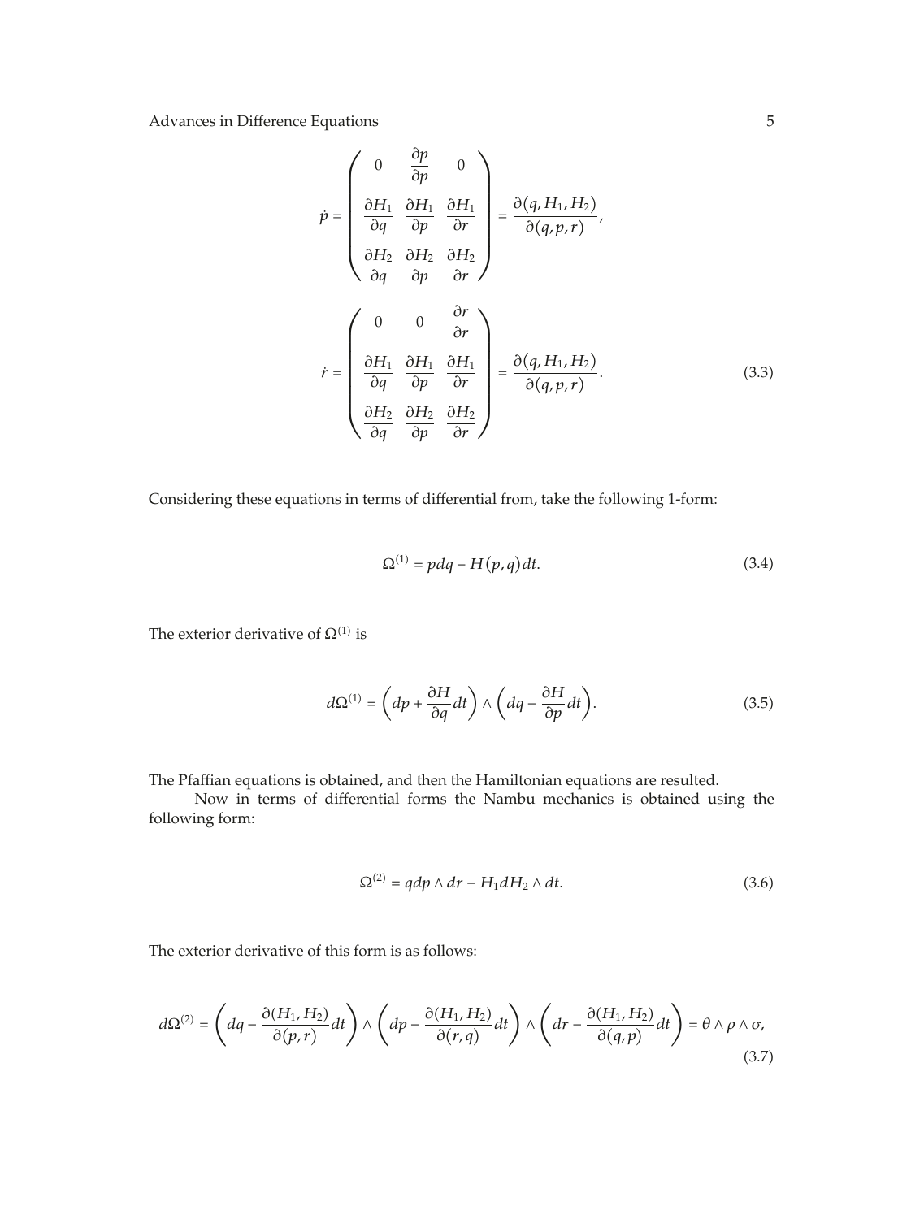$$
\dot{p} = \begin{pmatrix} 0 & \dfrac{\partial p}{\partial p} & 0 \\ \dfrac{\partial H_1}{\partial q} & \dfrac{\partial H_1}{\partial p} & \dfrac{\partial H_1}{\partial r} \\ \dfrac{\partial H_2}{\partial q} & \dfrac{\partial H_2}{\partial p} & \dfrac{\partial H_2}{\partial r} \end{pmatrix} = \frac{\partial(q, H_1, H_2)}{\partial(q, p, r)},
$$

$$
\dot{r} = \begin{pmatrix} 0 & 0 & \dfrac{\partial r}{\partial r} \\ \dfrac{\partial H_1}{\partial q} & \dfrac{\partial H_1}{\partial p} & \dfrac{\partial H_1}{\partial r} \\ \dfrac{\partial H_2}{\partial q} & \dfrac{\partial H_2}{\partial p} & \dfrac{\partial H_2}{\partial r} \end{pmatrix} = \frac{\partial(q, H_1, H_2)}{\partial(q, p, r)}. \tag{3.3}
$$

Considering these equations in terms of differential from, take the following 1-form:

$$
\Omega^{(1)} = p dq - H(p, q) dt. \tag{3.4}
$$

The exterior derivative of $\Omega^{(1)}$ is

$$
d\Omega^{(1)} = \left( dp + \frac{\partial H}{\partial q} dt \right) \wedge \left( dq - \frac{\partial H}{\partial p} dt \right). \tag{3.5}
$$

The Pfaffian equations is obtained, and then the Hamiltonian equations are resulted.

Now in terms of differential forms the Nambu mechanics is obtained using the following form:

$$
\Omega^{(2)} = q dp \wedge dr - H_1 dH_2 \wedge dt. \tag{3.6}
$$

The exterior derivative of this form is as follows:

$$
d\Omega^{(2)} = \left( dq - \frac{\partial(H_1, H_2)}{\partial(p, r)} dt \right) \wedge \left( dp - \frac{\partial(H_1, H_2)}{\partial(r, q)} dt \right) \wedge \left( dr - \frac{\partial(H_1, H_2)}{\partial(q, p)} dt \right) = \theta \wedge \rho \wedge \sigma, \tag{3.7}
$$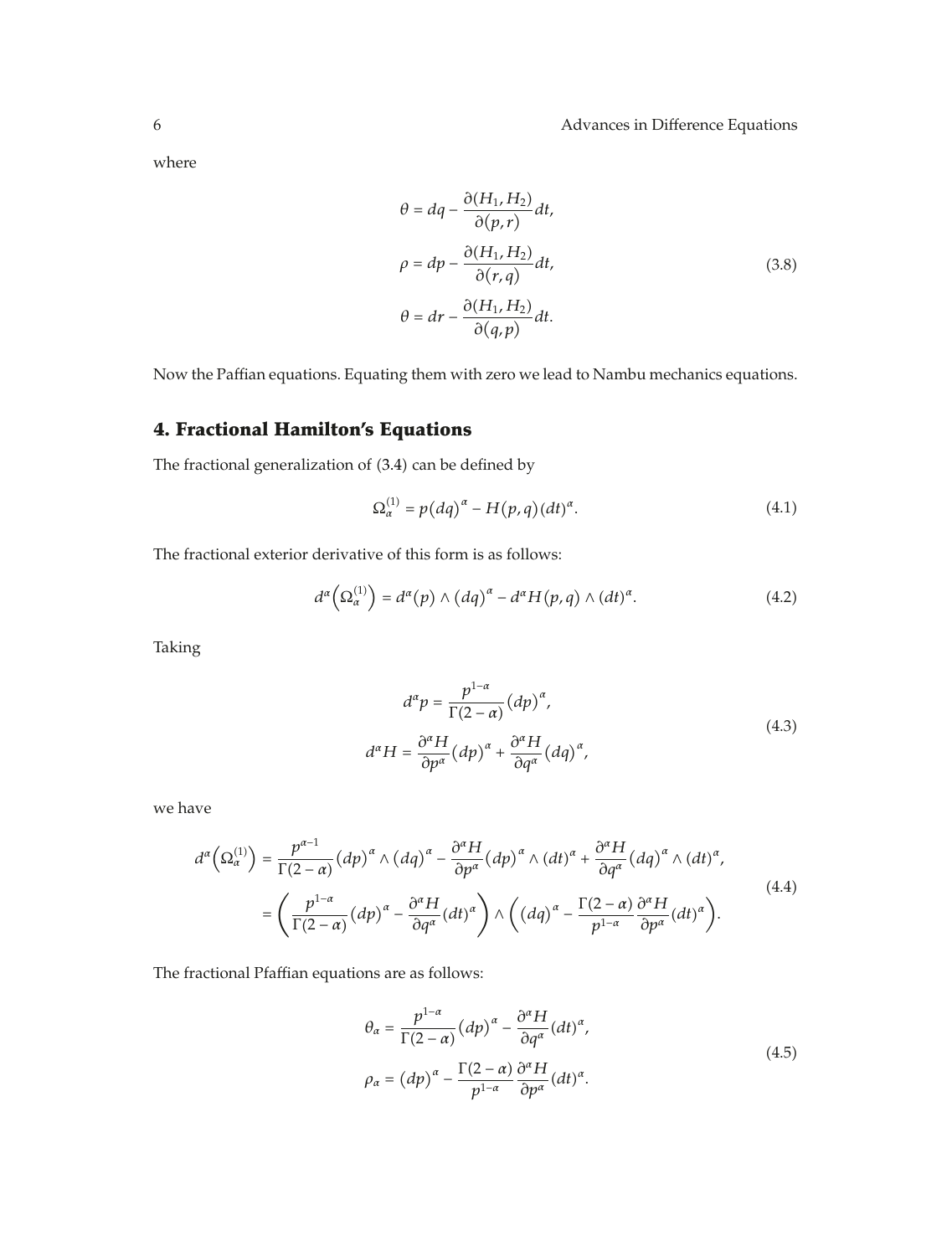where

$$
\begin{aligned}
\theta &= dq - \frac{\partial(H_1, H_2)}{\partial(p, r)} dt, \\
\rho &= dp - \frac{\partial(H_1, H_2)}{\partial(r, q)} dt, \\
\theta &= dr - \frac{\partial(H_1, H_2)}{\partial(q, p)} dt.
\end{aligned}
\tag{3.8}
$$

Now the Paffian equations. Equating them with zero we lead to Nambu mechanics equations.

## 4. Fractional Hamilton's Equations

The fractional generalization of (3.4) can be defined by

$$
\Omega_\alpha^{(1)} = p(dq)^\alpha - H(p, q)(dt)^\alpha. \tag{4.1}
$$

The fractional exterior derivative of this form is as follows:

$$
d^\alpha\left(\Omega_\alpha^{(1)}\right) = d^\alpha(p) \wedge (dq)^\alpha - d^\alpha H(p, q) \wedge (dt)^\alpha. \tag{4.2}
$$

Taking

$$
\begin{aligned}
d^\alpha p &= \frac{p^{1-\alpha}}{\Gamma(2-\alpha)} (dp)^\alpha, \\
d^\alpha H &= \frac{\partial^\alpha H}{\partial p^\alpha} (dp)^\alpha + \frac{\partial^\alpha H}{\partial q^\alpha} (dq)^\alpha,
\end{aligned}
\tag{4.3}
$$

we have

$$
\begin{aligned}
d^\alpha\left(\Omega_\alpha^{(1)}\right) &= \frac{p^{\alpha-1}}{\Gamma(2-\alpha)} (dp)^\alpha \wedge (dq)^\alpha - \frac{\partial^\alpha H}{\partial p^\alpha} (dp)^\alpha \wedge (dt)^\alpha + \frac{\partial^\alpha H}{\partial q^\alpha} (dq)^\alpha \wedge (dt)^\alpha, \\
&= \left( \frac{p^{1-\alpha}}{\Gamma(2-\alpha)} (dp)^\alpha - \frac{\partial^\alpha H}{\partial q^\alpha} (dt)^\alpha \right) \wedge \left( (dq)^\alpha - \frac{\Gamma(2-\alpha)}{p^{1-\alpha}} \frac{\partial^\alpha H}{\partial p^\alpha} (dt)^\alpha \right).
\end{aligned}
\tag{4.4}
$$

The fractional Pfaffian equations are as follows:

$$
\begin{aligned}
\theta_\alpha &= \frac{p^{1-\alpha}}{\Gamma(2-\alpha)} (dp)^\alpha - \frac{\partial^\alpha H}{\partial q^\alpha} (dt)^\alpha, \\
\rho_\alpha &= (dp)^\alpha - \frac{\Gamma(2-\alpha)}{p^{1-\alpha}} \frac{\partial^\alpha H}{\partial p^\alpha} (dt)^\alpha.
\end{aligned}
\tag{4.5}
$$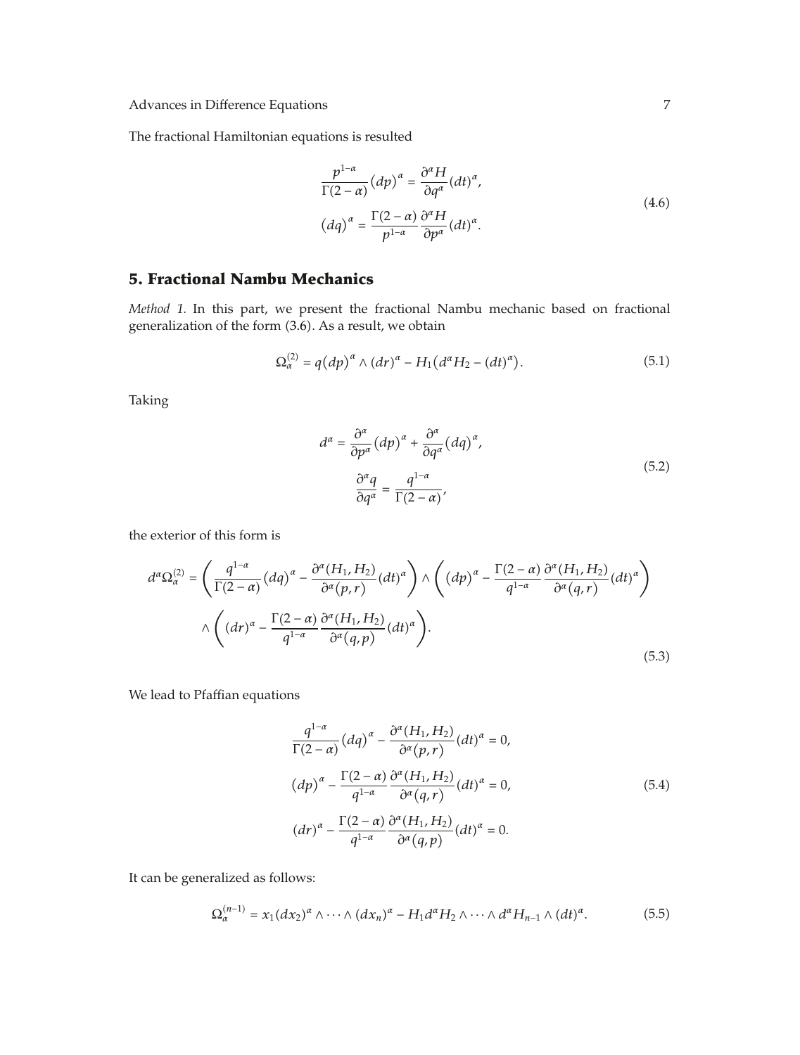The fractional Hamiltonian equations is resulted

$$
\begin{aligned}
\frac{p^{1-\alpha}}{\Gamma(2-\alpha)}(dp)^{\alpha} &= \frac{\partial^{\alpha} H}{\partial q^{\alpha}}(dt)^{\alpha}, \\
(dq)^{\alpha} &= \frac{\Gamma(2-\alpha)}{p^{1-\alpha}}\frac{\partial^{\alpha} H}{\partial p^{\alpha}}(dt)^{\alpha}.
\end{aligned}
\tag{4.6}
$$

## 5. Fractional Nambu Mechanics

*Method 1.* In this part, we present the fractional Nambu mechanic based on fractional generalization of the form (3.6). As a result, we obtain

$$
\Omega_{\alpha}^{(2)} = q(dp)^{\alpha} \wedge (dr)^{\alpha} - H_1\left(d^{\alpha} H_2 - (dt)^{\alpha}\right). \tag{5.1}
$$

Taking

$$
\begin{aligned}
d^{\alpha} &= \frac{\partial^{\alpha}}{\partial p^{\alpha}}(dp)^{\alpha} + \frac{\partial^{\alpha}}{\partial q^{\alpha}}(dq)^{\alpha}, \\
\frac{\partial^{\alpha} q}{\partial q^{\alpha}} &= \frac{q^{1-\alpha}}{\Gamma(2-\alpha)},
\end{aligned}
\tag{5.2}
$$

the exterior of this form is

$$
\begin{aligned}
d^{\alpha}\Omega_{\alpha}^{(2)} = {} & \left(\frac{q^{1-\alpha}}{\Gamma(2-\alpha)}(dq)^{\alpha} - \frac{\partial^{\alpha}(H_1, H_2)}{\partial^{\alpha}(p, r)}(dt)^{\alpha}\right) \wedge \left((dp)^{\alpha} - \frac{\Gamma(2-\alpha)}{q^{1-\alpha}}\frac{\partial^{\alpha}(H_1, H_2)}{\partial^{\alpha}(q, r)}(dt)^{\alpha}\right) \\
& \wedge \left((dr)^{\alpha} - \frac{\Gamma(2-\alpha)}{q^{1-\alpha}}\frac{\partial^{\alpha}(H_1, H_2)}{\partial^{\alpha}(q, p)}(dt)^{\alpha}\right).
\end{aligned}
\tag{5.3}
$$

We lead to Pfaffian equations

$$
\begin{aligned}
\frac{q^{1-\alpha}}{\Gamma(2-\alpha)}(dq)^{\alpha} - \frac{\partial^{\alpha}(H_1, H_2)}{\partial^{\alpha}(p, r)}(dt)^{\alpha} &= 0, \\
(dp)^{\alpha} - \frac{\Gamma(2-\alpha)}{q^{1-\alpha}}\frac{\partial^{\alpha}(H_1, H_2)}{\partial^{\alpha}(q, r)}(dt)^{\alpha} &= 0, \\
(dr)^{\alpha} - \frac{\Gamma(2-\alpha)}{q^{1-\alpha}}\frac{\partial^{\alpha}(H_1, H_2)}{\partial^{\alpha}(q, p)}(dt)^{\alpha} &= 0.
\end{aligned}
\tag{5.4}
$$

It can be generalized as follows:

$$
\Omega_{\alpha}^{(n-1)} = x_1(dx_2)^{\alpha} \wedge \cdots \wedge (dx_n)^{\alpha} - H_1 d^{\alpha} H_2 \wedge \cdots \wedge d^{\alpha} H_{n-1} \wedge (dt)^{\alpha}. \tag{5.5}
$$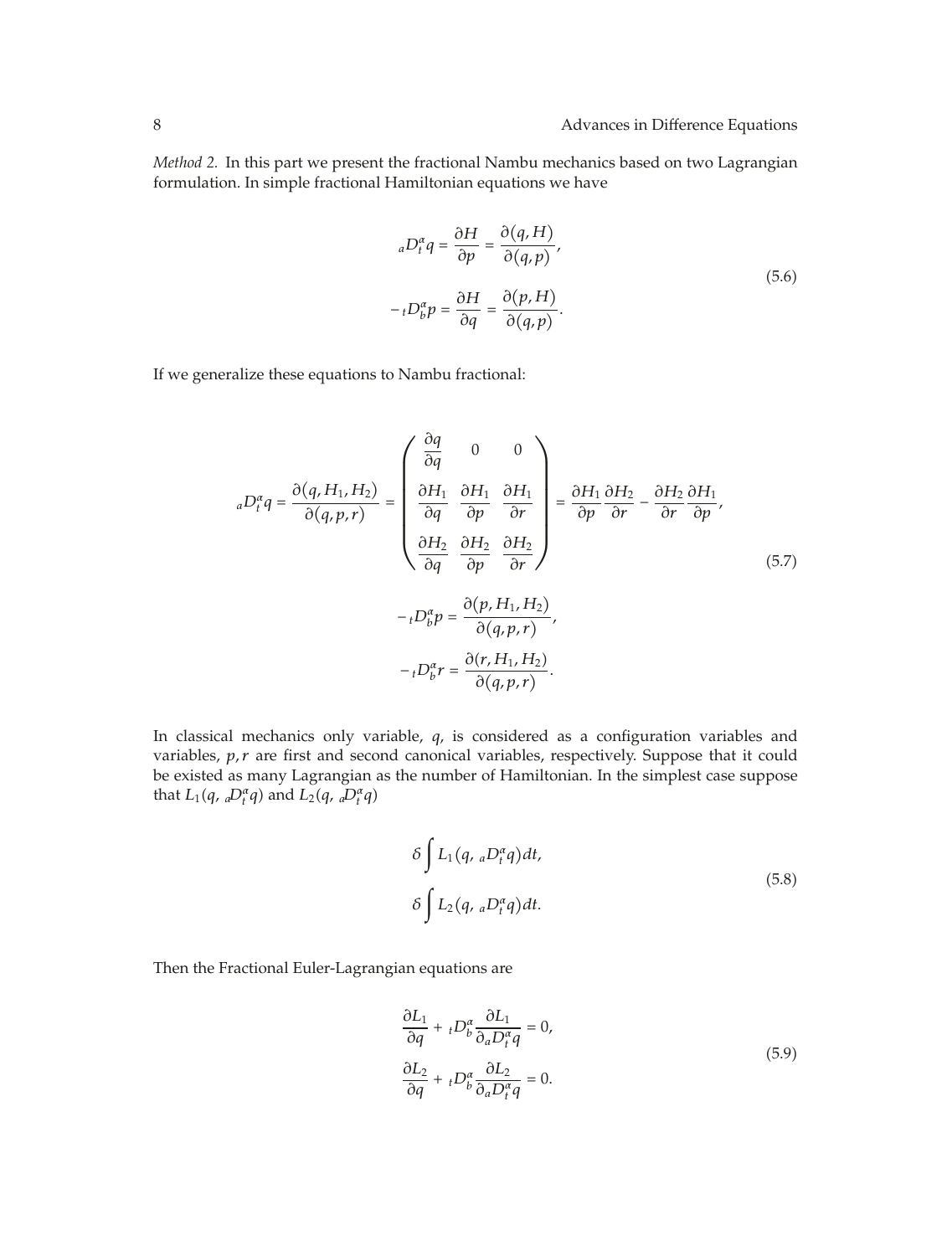*Method 2.* In this part we present the fractional Nambu mechanics based on two Lagrangian formulation. In simple fractional Hamiltonian equations we have

$$
\begin{aligned}
{}_aD_t^{\alpha} q &= \frac{\partial H}{\partial p} = \frac{\partial(q, H)}{\partial(q, p)}, \\
-{}_tD_b^{\alpha} p &= \frac{\partial H}{\partial q} = \frac{\partial(p, H)}{\partial(q, p)}.
\end{aligned}
\tag{5.6}
$$

If we generalize these equations to Nambu fractional:

$$
\begin{aligned}
{}_aD_t^{\alpha} q &= \frac{\partial(q, H_1, H_2)}{\partial(q, p, r)} = \begin{pmatrix} \dfrac{\partial q}{\partial q} & 0 & 0 \\ \dfrac{\partial H_1}{\partial q} & \dfrac{\partial H_1}{\partial p} & \dfrac{\partial H_1}{\partial r} \\ \dfrac{\partial H_2}{\partial q} & \dfrac{\partial H_2}{\partial p} & \dfrac{\partial H_2}{\partial r} \end{pmatrix} = \frac{\partial H_1}{\partial p}\frac{\partial H_2}{\partial r} - \frac{\partial H_2}{\partial r}\frac{\partial H_1}{\partial p}, \\
-{}_tD_b^{\alpha} p &= \frac{\partial(p, H_1, H_2)}{\partial(q, p, r)}, \\
-{}_tD_b^{\alpha} r &= \frac{\partial(r, H_1, H_2)}{\partial(q, p, r)}.
\end{aligned}
\tag{5.7}
$$

In classical mechanics only variable, $q$, is considered as a configuration variables and variables, $p, r$ are first and second canonical variables, respectively. Suppose that it could be existed as many Lagrangian as the number of Hamiltonian. In the simplest case suppose that $L_1(q, {}_aD_t^{\alpha} q)$ and $L_2(q, {}_aD_t^{\alpha} q)$

$$
\begin{aligned}
&\delta \int L_1(q, {}_aD_t^{\alpha} q)dt, \\
&\delta \int L_2(q, {}_aD_t^{\alpha} q)dt.
\end{aligned}
\tag{5.8}
$$

Then the Fractional Euler-Lagrangian equations are

$$
\begin{aligned}
&\frac{\partial L_1}{\partial q} + {}_tD_b^{\alpha} \frac{\partial L_1}{\partial_a D_t^{\alpha} q} = 0, \\
&\frac{\partial L_2}{\partial q} + {}_tD_b^{\alpha} \frac{\partial L_2}{\partial_a D_t^{\alpha} q} = 0.
\end{aligned}
\tag{5.9}
$$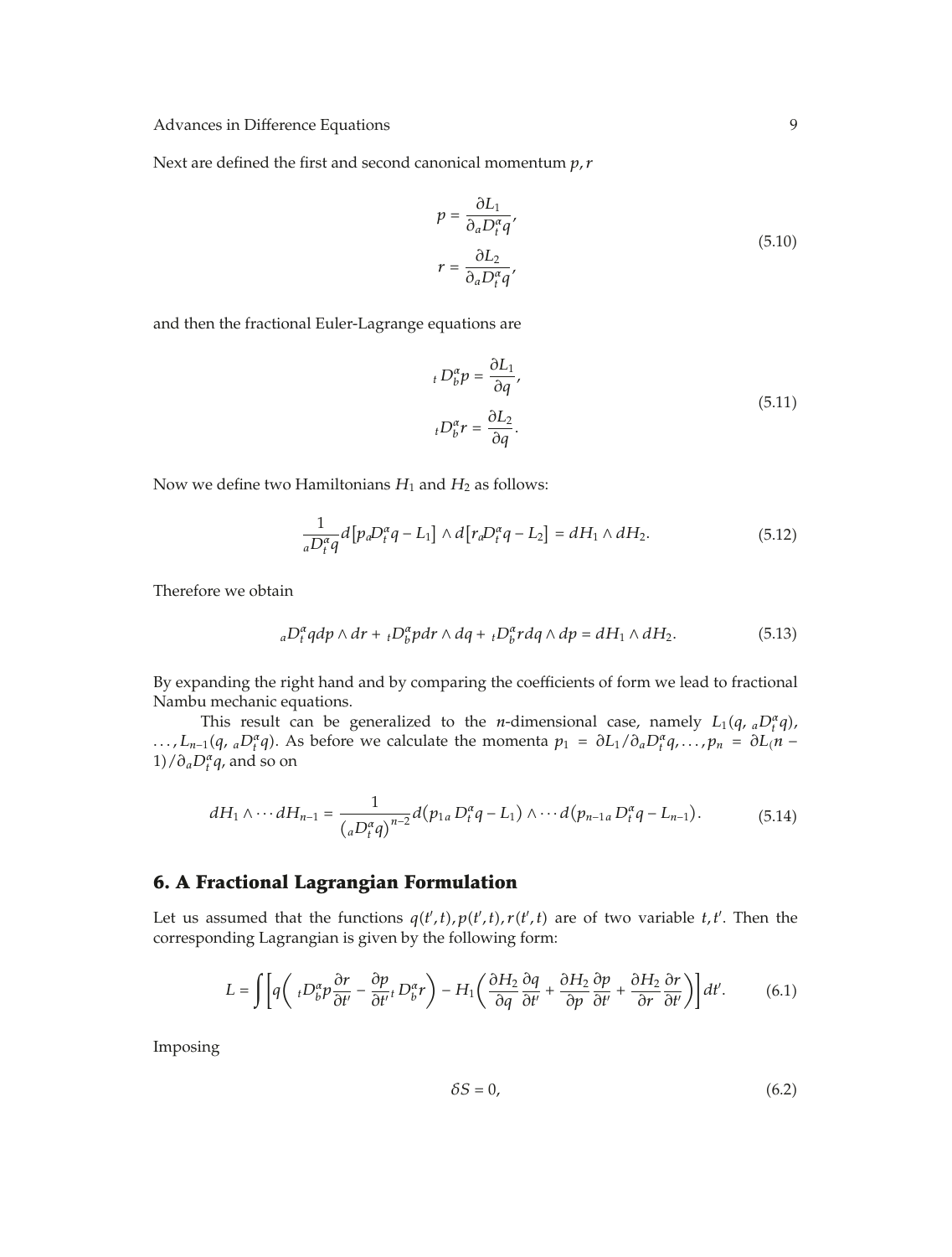Next are defined the first and second canonical momentum $p, r$

$$
\begin{aligned}
p &= \frac{\partial L_1}{\partial_a D_t^\alpha q}, \\
r &= \frac{\partial L_2}{\partial_a D_t^\alpha q},
\end{aligned}
\tag{5.10}
$$

and then the fractional Euler-Lagrange equations are

$$
\begin{aligned}
{}_t D_b^\alpha p &= \frac{\partial L_1}{\partial q}, \\
{}_t D_b^\alpha r &= \frac{\partial L_2}{\partial q}.
\end{aligned}
\tag{5.11}
$$

Now we define two Hamiltonians $H_1$ and $H_2$ as follows:

$$
\frac{1}{{}_a D_t^\alpha q} d\left[p_a D_t^\alpha q - L_1\right] \wedge d\left[r_a D_t^\alpha q - L_2\right] = dH_1 \wedge dH_2. \tag{5.12}
$$

Therefore we obtain

$$
{}_a D_t^\alpha q dp \wedge dr + {}_t D_b^\alpha p dr \wedge dq + {}_t D_b^\alpha r dq \wedge dp = dH_1 \wedge dH_2. \tag{5.13}
$$

By expanding the right hand and by comparing the coefficients of form we lead to fractional Nambu mechanic equations.

This result can be generalized to the $n$-dimensional case, namely $L_1(q, {}_a D_t^\alpha q), \ldots, L_{n-1}(q, {}_a D_t^\alpha q)$. As before we calculate the momenta $p_1 = \partial L_1 / \partial_a D_t^\alpha q, \ldots, p_n = \partial L_(n-1) / \partial_a D_t^\alpha q$, and so on

$$
dH_1 \wedge \cdots dH_{n-1} = \frac{1}{\left({}_a D_t^\alpha q\right)^{n-2}} d\left(p_{1a} D_t^\alpha q - L_1\right) \wedge \cdots d\left(p_{n-1a} D_t^\alpha q - L_{n-1}\right). \tag{5.14}
$$

## 6. A Fractional Lagrangian Formulation

Let us assumed that the functions $q(t', t), p(t', t), r(t', t)$ are of two variable $t, t'$. Then the corresponding Lagrangian is given by the following form:

$$
L = \int \left[ q\left( {}_t D_b^\alpha p \frac{\partial r}{\partial t'} - \frac{\partial p}{\partial t'} {}_t D_b^\alpha r \right) - H_1 \left( \frac{\partial H_2}{\partial q} \frac{\partial q}{\partial t'} + \frac{\partial H_2}{\partial p} \frac{\partial p}{\partial t'} + \frac{\partial H_2}{\partial r} \frac{\partial r}{\partial t'} \right) \right] dt'. \tag{6.1}
$$

Imposing

$$
\delta S = 0, \tag{6.2}
$$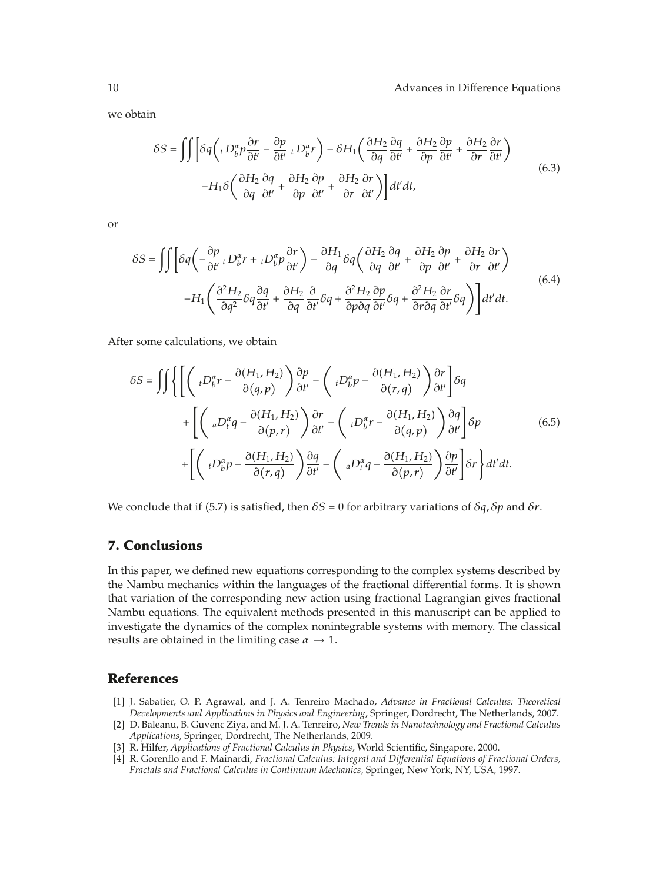we obtain

$$
\begin{aligned}
\delta S = \iint \Bigg[ & \delta q \left( {}_t D_b^{\alpha} p \frac{\partial r}{\partial t'} - \frac{\partial p}{\partial t'} \, {}_t D_b^{\alpha} r \right) - \delta H_1 \left( \frac{\partial H_2}{\partial q} \frac{\partial q}{\partial t'} + \frac{\partial H_2}{\partial p} \frac{\partial p}{\partial t'} + \frac{\partial H_2}{\partial r} \frac{\partial r}{\partial t'} \right) \\
& - H_1 \delta \left( \frac{\partial H_2}{\partial q} \frac{\partial q}{\partial t'} + \frac{\partial H_2}{\partial p} \frac{\partial p}{\partial t'} + \frac{\partial H_2}{\partial r} \frac{\partial r}{\partial t'} \right) \Bigg] dt' dt,
\end{aligned}
\tag{6.3}
$$

or

$$
\begin{aligned}
\delta S = \iint \Bigg[ & \delta q \left( -\frac{\partial p}{\partial t'} \, {}_t D_b^{\alpha} r + {}_t D_b^{\alpha} p \frac{\partial r}{\partial t'} \right) - \frac{\partial H_1}{\partial q} \delta q \left( \frac{\partial H_2}{\partial q} \frac{\partial q}{\partial t'} + \frac{\partial H_2}{\partial p} \frac{\partial p}{\partial t'} + \frac{\partial H_2}{\partial r} \frac{\partial r}{\partial t'} \right) \\
& - H_1 \left( \frac{\partial^2 H_2}{\partial q^2} \delta q \frac{\partial q}{\partial t'} + \frac{\partial H_2}{\partial q} \frac{\partial}{\partial t'} \delta q + \frac{\partial^2 H_2}{\partial p \partial q} \frac{\partial p}{\partial t'} \delta q + \frac{\partial^2 H_2}{\partial r \partial q} \frac{\partial r}{\partial t'} \delta q \right) \Bigg] dt' dt.
\end{aligned}
\tag{6.4}
$$

After some calculations, we obtain

$$
\begin{aligned}
\delta S = \iint \Bigg\{ & \left[ \left( {}_t D_b^{\alpha} r - \frac{\partial (H_1, H_2)}{\partial (q, p)} \right) \frac{\partial p}{\partial t'} - \left( {}_t D_b^{\alpha} p - \frac{\partial (H_1, H_2)}{\partial (r, q)} \right) \frac{\partial r}{\partial t'} \right] \delta q \\
& + \left[ \left( {}_a D_t^{\alpha} q - \frac{\partial (H_1, H_2)}{\partial (p, r)} \right) \frac{\partial r}{\partial t'} - \left( {}_t D_b^{\alpha} r - \frac{\partial (H_1, H_2)}{\partial (q, p)} \right) \frac{\partial q}{\partial t'} \right] \delta p \\
& + \left[ \left( {}_t D_b^{\alpha} p - \frac{\partial (H_1, H_2)}{\partial (r, q)} \right) \frac{\partial q}{\partial t'} - \left( {}_a D_t^{\alpha} q - \frac{\partial (H_1, H_2)}{\partial (p, r)} \right) \frac{\partial p}{\partial t'} \right] \delta r \Bigg\} dt' dt.
\end{aligned}
\tag{6.5}
$$

We conclude that if (5.7) is satisfied, then $\delta S = 0$ for arbitrary variations of $\delta q, \delta p$ and $\delta r$.

## 7. Conclusions

In this paper, we defined new equations corresponding to the complex systems described by the Nambu mechanics within the languages of the fractional differential forms. It is shown that variation of the corresponding new action using fractional Lagrangian gives fractional Nambu equations. The equivalent methods presented in this manuscript can be applied to investigate the dynamics of the complex nonintegrable systems with memory. The classical results are obtained in the limiting case $\alpha \to 1$.

## References

[1] J. Sabatier, O. P. Agrawal, and J. A. Tenreiro Machado, *Advance in Fractional Calculus: Theoretical Developments and Applications in Physics and Engineering*, Springer, Dordrecht, The Netherlands, 2007.

[2] D. Baleanu, B. Guvenc Ziya, and M. J. A. Tenreiro, *New Trends in Nanotechnology and Fractional Calculus Applications*, Springer, Dordrecht, The Netherlands, 2009.

[3] R. Hilfer, *Applications of Fractional Calculus in Physics*, World Scientific, Singapore, 2000.

[4] R. Gorenflo and F. Mainardi, *Fractional Calculus: Integral and Differential Equations of Fractional Orders, Fractals and Fractional Calculus in Continuum Mechanics*, Springer, New York, NY, USA, 1997.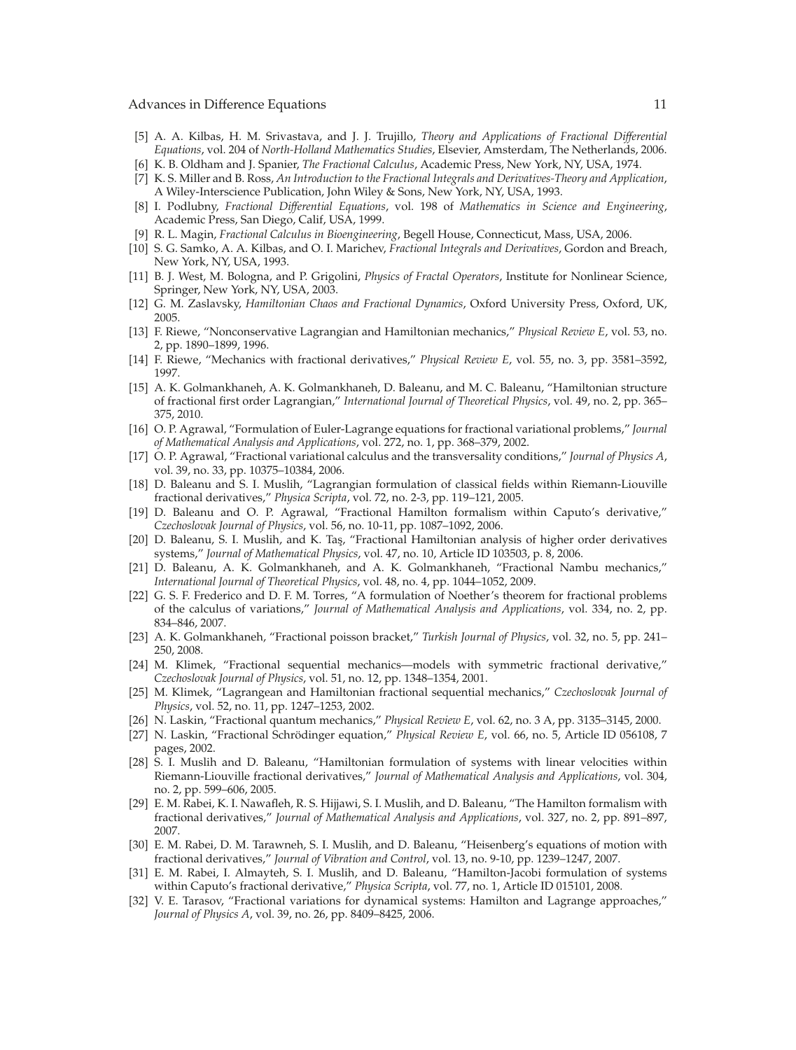[5] A. A. Kilbas, H. M. Srivastava, and J. J. Trujillo, *Theory and Applications of Fractional Differential Equations*, vol. 204 of *North-Holland Mathematics Studies*, Elsevier, Amsterdam, The Netherlands, 2006.

[6] K. B. Oldham and J. Spanier, *The Fractional Calculus*, Academic Press, New York, NY, USA, 1974.

[7] K. S. Miller and B. Ross, *An Introduction to the Fractional Integrals and Derivatives-Theory and Application*, A Wiley-Interscience Publication, John Wiley & Sons, New York, NY, USA, 1993.

[8] I. Podlubny, *Fractional Differential Equations*, vol. 198 of *Mathematics in Science and Engineering*, Academic Press, San Diego, Calif, USA, 1999.

[9] R. L. Magin, *Fractional Calculus in Bioengineering*, Begell House, Connecticut, Mass, USA, 2006.

[10] S. G. Samko, A. A. Kilbas, and O. I. Marichev, *Fractional Integrals and Derivatives*, Gordon and Breach, New York, NY, USA, 1993.

[11] B. J. West, M. Bologna, and P. Grigolini, *Physics of Fractal Operators*, Institute for Nonlinear Science, Springer, New York, NY, USA, 2003.

[12] G. M. Zaslavsky, *Hamiltonian Chaos and Fractional Dynamics*, Oxford University Press, Oxford, UK, 2005.

[13] F. Riewe, "Nonconservative Lagrangian and Hamiltonian mechanics," *Physical Review E*, vol. 53, no. 2, pp. 1890–1899, 1996.

[14] F. Riewe, "Mechanics with fractional derivatives," *Physical Review E*, vol. 55, no. 3, pp. 3581–3592, 1997.

[15] A. K. Golmankhaneh, A. K. Golmankhaneh, D. Baleanu, and M. C. Baleanu, "Hamiltonian structure of fractional first order Lagrangian," *International Journal of Theoretical Physics*, vol. 49, no. 2, pp. 365–375, 2010.

[16] O. P. Agrawal, "Formulation of Euler-Lagrange equations for fractional variational problems," *Journal of Mathematical Analysis and Applications*, vol. 272, no. 1, pp. 368–379, 2002.

[17] O. P. Agrawal, "Fractional variational calculus and the transversality conditions," *Journal of Physics A*, vol. 39, no. 33, pp. 10375–10384, 2006.

[18] D. Baleanu and S. I. Muslih, "Lagrangian formulation of classical fields within Riemann-Liouville fractional derivatives," *Physica Scripta*, vol. 72, no. 2-3, pp. 119–121, 2005.

[19] D. Baleanu and O. P. Agrawal, "Fractional Hamilton formalism within Caputo's derivative," *Czechoslovak Journal of Physics*, vol. 56, no. 10-11, pp. 1087–1092, 2006.

[20] D. Baleanu, S. I. Muslih, and K. Taş, "Fractional Hamiltonian analysis of higher order derivatives systems," *Journal of Mathematical Physics*, vol. 47, no. 10, Article ID 103503, p. 8, 2006.

[21] D. Baleanu, A. K. Golmankhaneh, and A. K. Golmankhaneh, "Fractional Nambu mechanics," *International Journal of Theoretical Physics*, vol. 48, no. 4, pp. 1044–1052, 2009.

[22] G. S. F. Frederico and D. F. M. Torres, "A formulation of Noether's theorem for fractional problems of the calculus of variations," *Journal of Mathematical Analysis and Applications*, vol. 334, no. 2, pp. 834–846, 2007.

[23] A. K. Golmankhaneh, "Fractional poisson bracket," *Turkish Journal of Physics*, vol. 32, no. 5, pp. 241–250, 2008.

[24] M. Klimek, "Fractional sequential mechanics—models with symmetric fractional derivative," *Czechoslovak Journal of Physics*, vol. 51, no. 12, pp. 1348–1354, 2001.

[25] M. Klimek, "Lagrangean and Hamiltonian fractional sequential mechanics," *Czechoslovak Journal of Physics*, vol. 52, no. 11, pp. 1247–1253, 2002.

[26] N. Laskin, "Fractional quantum mechanics," *Physical Review E*, vol. 62, no. 3 A, pp. 3135–3145, 2000.

[27] N. Laskin, "Fractional Schrödinger equation," *Physical Review E*, vol. 66, no. 5, Article ID 056108, 7 pages, 2002.

[28] S. I. Muslih and D. Baleanu, "Hamiltonian formulation of systems with linear velocities within Riemann-Liouville fractional derivatives," *Journal of Mathematical Analysis and Applications*, vol. 304, no. 2, pp. 599–606, 2005.

[29] E. M. Rabei, K. I. Nawafleh, R. S. Hijjawi, S. I. Muslih, and D. Baleanu, "The Hamilton formalism with fractional derivatives," *Journal of Mathematical Analysis and Applications*, vol. 327, no. 2, pp. 891–897, 2007.

[30] E. M. Rabei, D. M. Tarawneh, S. I. Muslih, and D. Baleanu, "Heisenberg's equations of motion with fractional derivatives," *Journal of Vibration and Control*, vol. 13, no. 9-10, pp. 1239–1247, 2007.

[31] E. M. Rabei, I. Almayteh, S. I. Muslih, and D. Baleanu, "Hamilton-Jacobi formulation of systems within Caputo's fractional derivative," *Physica Scripta*, vol. 77, no. 1, Article ID 015101, 2008.

[32] V. E. Tarasov, "Fractional variations for dynamical systems: Hamilton and Lagrange approaches," *Journal of Physics A*, vol. 39, no. 26, pp. 8409–8425, 2006.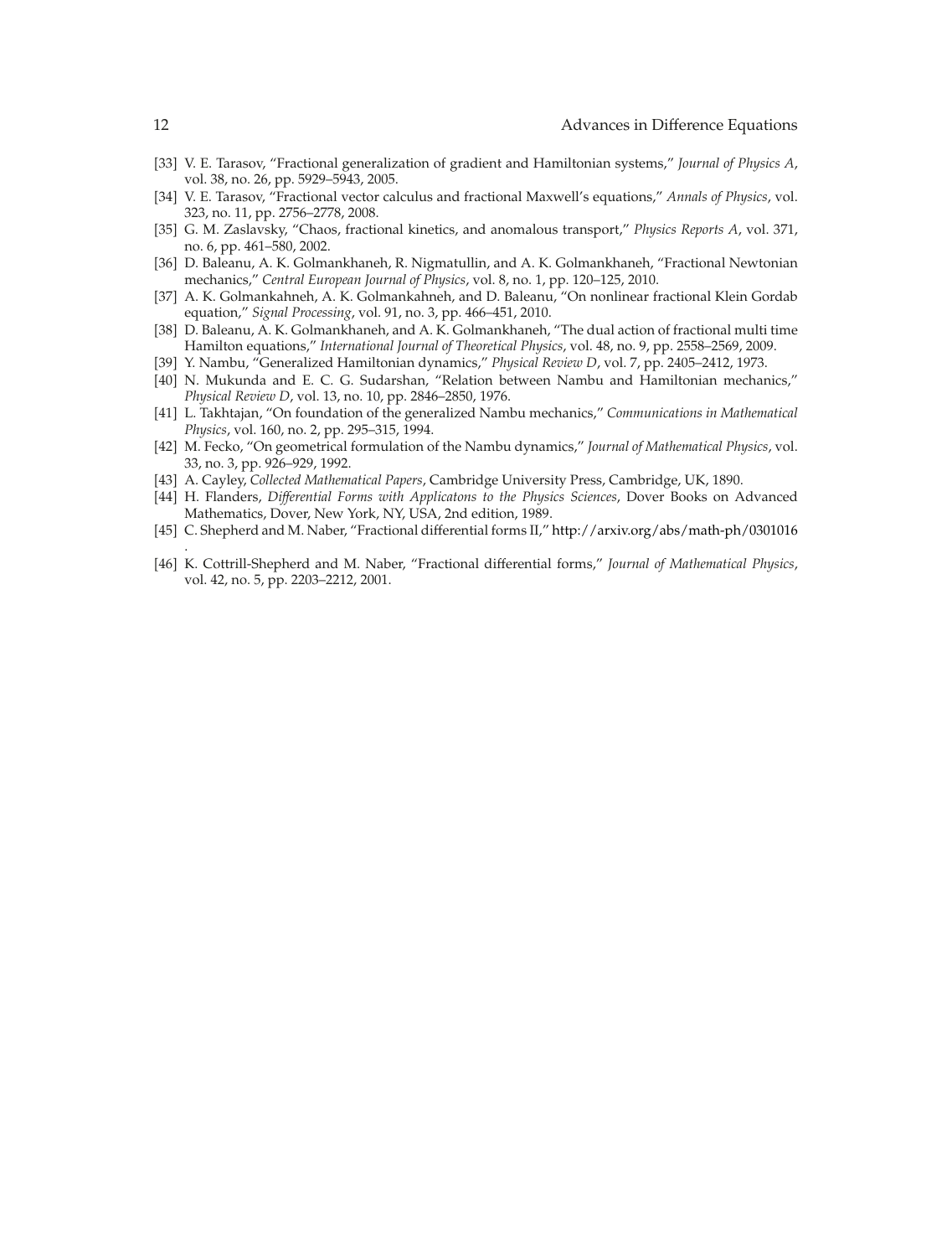[33] V. E. Tarasov, "Fractional generalization of gradient and Hamiltonian systems," *Journal of Physics A*, vol. 38, no. 26, pp. 5929–5943, 2005.

[34] V. E. Tarasov, "Fractional vector calculus and fractional Maxwell's equations," *Annals of Physics*, vol. 323, no. 11, pp. 2756–2778, 2008.

[35] G. M. Zaslavsky, "Chaos, fractional kinetics, and anomalous transport," *Physics Reports A*, vol. 371, no. 6, pp. 461–580, 2002.

[36] D. Baleanu, A. K. Golmankhaneh, R. Nigmatullin, and A. K. Golmankhaneh, "Fractional Newtonian mechanics," *Central European Journal of Physics*, vol. 8, no. 1, pp. 120–125, 2010.

[37] A. K. Golmankahneh, A. K. Golmankahneh, and D. Baleanu, "On nonlinear fractional Klein Gordab equation," *Signal Processing*, vol. 91, no. 3, pp. 466–451, 2010.

[38] D. Baleanu, A. K. Golmankhaneh, and A. K. Golmankhaneh, "The dual action of fractional multi time Hamilton equations," *International Journal of Theoretical Physics*, vol. 48, no. 9, pp. 2558–2569, 2009.

[39] Y. Nambu, "Generalized Hamiltonian dynamics," *Physical Review D*, vol. 7, pp. 2405–2412, 1973.

[40] N. Mukunda and E. C. G. Sudarshan, "Relation between Nambu and Hamiltonian mechanics," *Physical Review D*, vol. 13, no. 10, pp. 2846–2850, 1976.

[41] L. Takhtajan, "On foundation of the generalized Nambu mechanics," *Communications in Mathematical Physics*, vol. 160, no. 2, pp. 295–315, 1994.

[42] M. Fecko, "On geometrical formulation of the Nambu dynamics," *Journal of Mathematical Physics*, vol. 33, no. 3, pp. 926–929, 1992.

[43] A. Cayley, *Collected Mathematical Papers*, Cambridge University Press, Cambridge, UK, 1890.

[44] H. Flanders, *Differential Forms with Applicatons to the Physics Sciences*, Dover Books on Advanced Mathematics, Dover, New York, NY, USA, 2nd edition, 1989.

[45] C. Shepherd and M. Naber, "Fractional differential forms II," http://arxiv.org/abs/math-ph/0301016 .

[46] K. Cottrill-Shepherd and M. Naber, "Fractional differential forms," *Journal of Mathematical Physics*, vol. 42, no. 5, pp. 2203–2212, 2001.